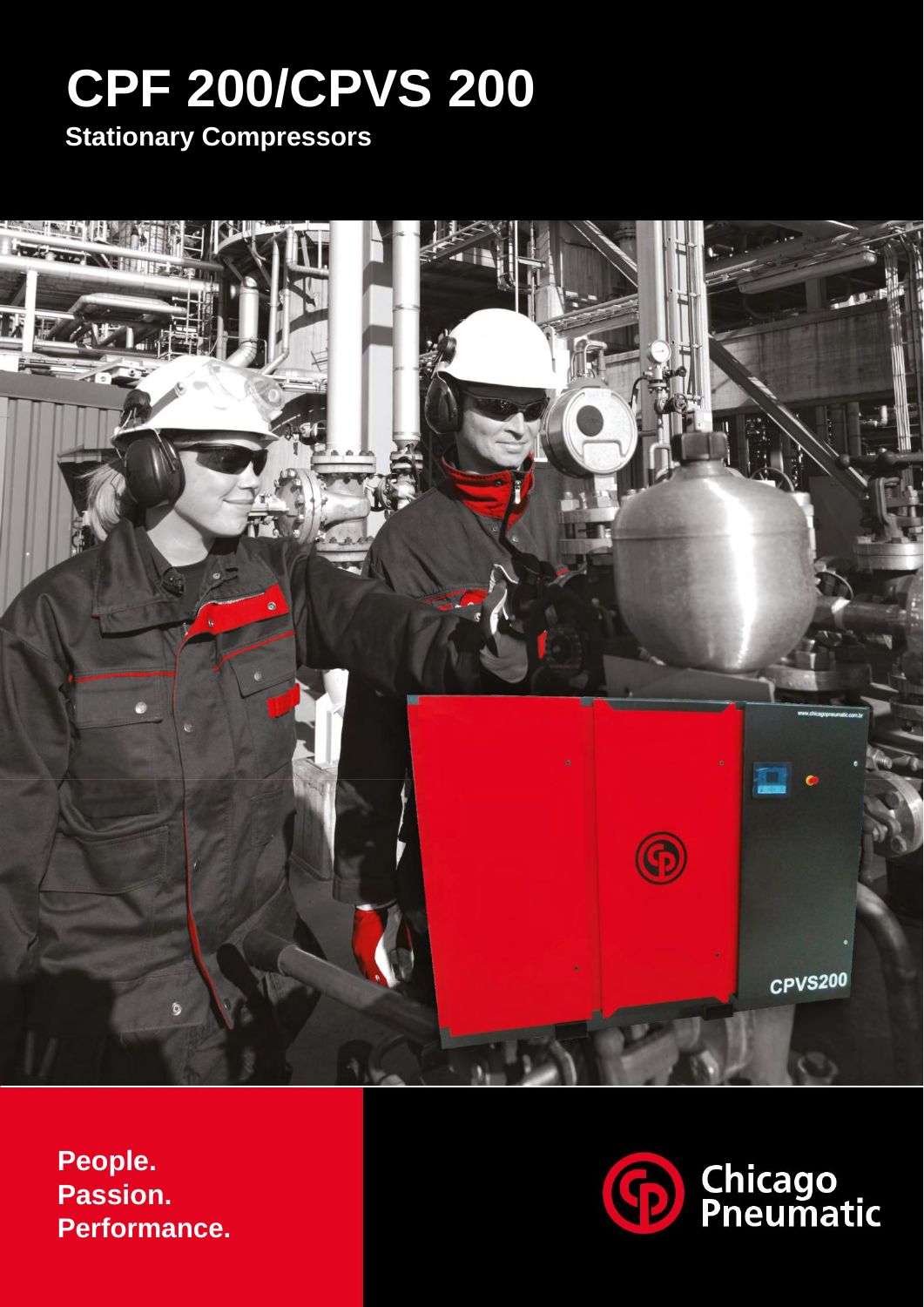# CPF 200/CPVS 200

## Stationary Compressors

**People.**
**Passion.**
**Performance.**

Chicago Pneumatic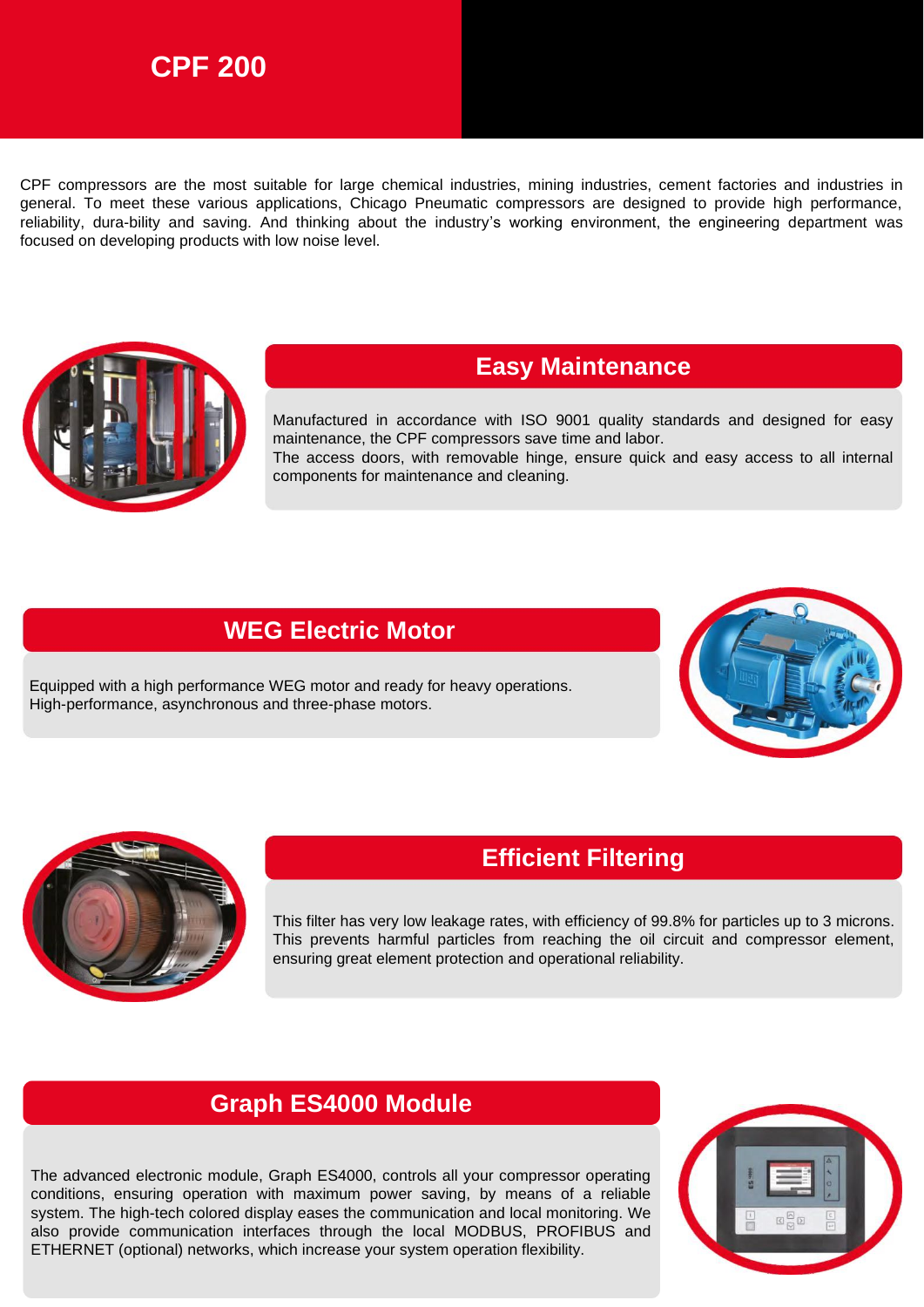# CPF 200

CPF compressors are the most suitable for large chemical industries, mining industries, cement factories and industries in general. To meet these various applications, Chicago Pneumatic compressors are designed to provide high performance, reliability, dura-bility and saving. And thinking about the industry's working environment, the engineering department was focused on developing products with low noise level.

## Easy Maintenance

Manufactured in accordance with ISO 9001 quality standards and designed for easy maintenance, the CPF compressors save time and labor.
The access doors, with removable hinge, ensure quick and easy access to all internal components for maintenance and cleaning.

## WEG Electric Motor

Equipped with a high performance WEG motor and ready for heavy operations.
High-performance, asynchronous and three-phase motors.

## Efficient Filtering

This filter has very low leakage rates, with efficiency of 99.8% for particles up to 3 microns. This prevents harmful particles from reaching the oil circuit and compressor element, ensuring great element protection and operational reliability.

## Graph ES4000 Module

The advanced electronic module, Graph ES4000, controls all your compressor operating conditions, ensuring operation with maximum power saving, by means of a reliable system. The high-tech colored display eases the communication and local monitoring. We also provide communication interfaces through the local MODBUS, PROFIBUS and ETHERNET (optional) networks, which increase your system operation flexibility.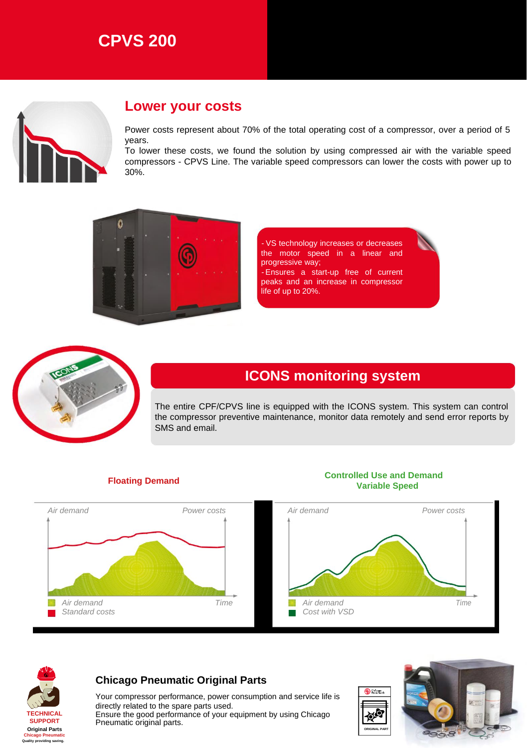# CPVS 200

## Lower your costs

Power costs represent about 70% of the total operating cost of a compressor, over a period of 5 years.
To lower these costs, we found the solution by using compressed air with the variable speed compressors - CPVS Line. The variable speed compressors can lower the costs with power up to 30%.

- VS technology increases or decreases the motor speed in a linear and progressive way;
- Ensures a start-up free of current peaks and an increase in compressor life of up to 20%.

## ICONS monitoring system

The entire CPF/CPVS line is equipped with the ICONS system. This system can control the compressor preventive maintenance, monitor data remotely and send error reports by SMS and email.

**Floating Demand**

Air demand
Power costs
Time
Air demand
Standard costs

**Controlled Use and Demand Variable Speed**

Air demand
Power costs
Time
Air demand
Cost with VSD

TECHNICAL SUPPORT
Original Parts
Chicago Pneumatic
Quality providing saving.

### Chicago Pneumatic Original Parts

Your compressor performance, power consumption and service life is directly related to the spare parts used.
Ensure the good performance of your equipment by using Chicago Pneumatic original parts.

ORIGINAL PART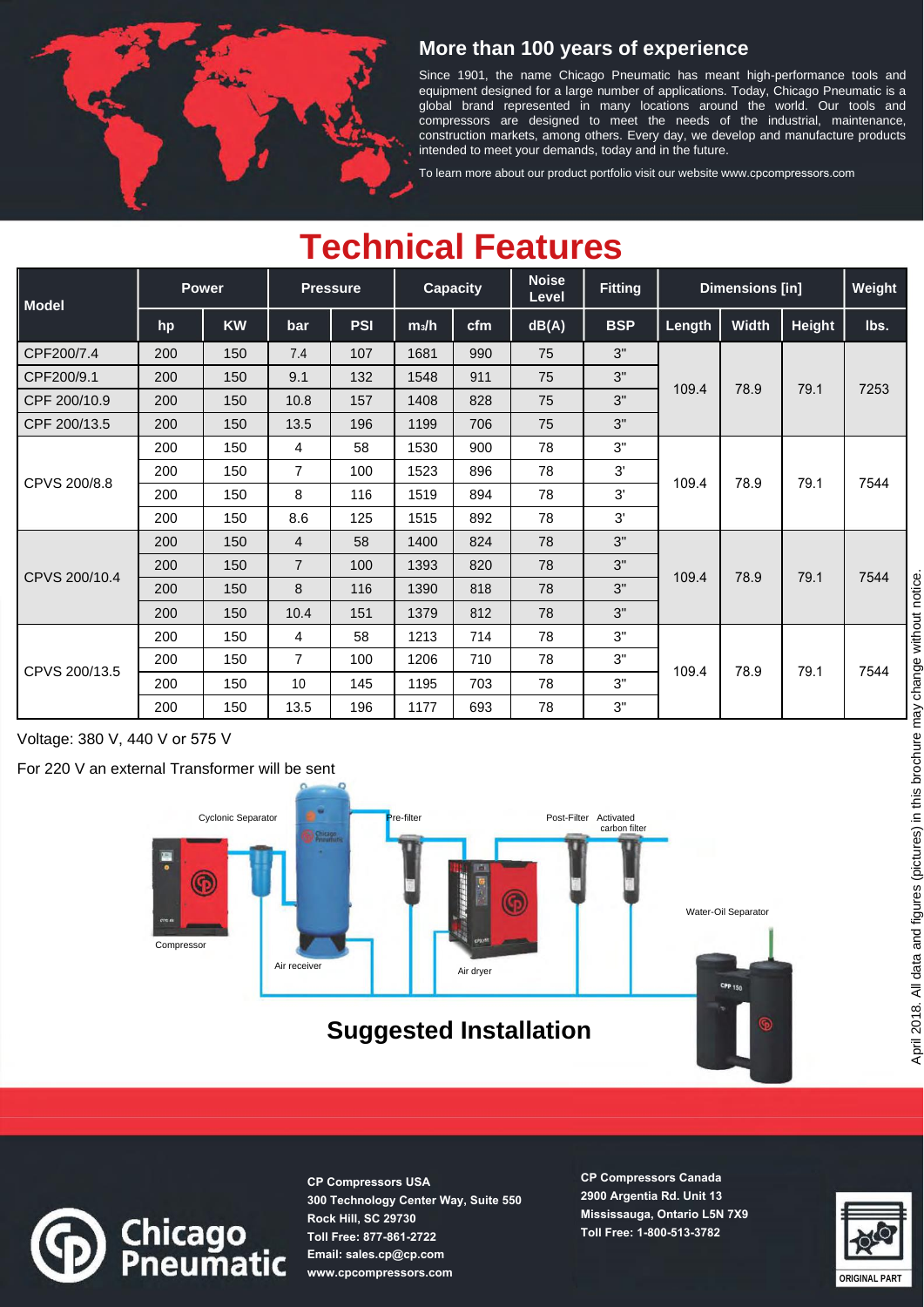## More than 100 years of experience

Since 1901, the name Chicago Pneumatic has meant high-performance tools and equipment designed for a large number of applications. Today, Chicago Pneumatic is a global brand represented in many locations around the world. Our tools and compressors are designed to meet the needs of the industrial, maintenance, construction markets, among others. Every day, we develop and manufacture products intended to meet your demands, today and in the future.

To learn more about our product portfolio visit our website www.cpcompressors.com

# Technical Features

| Model | Power | | Pressure | | Capacity | | Noise Level | Fitting | Dimensions [in] | | | Weight |
|---|---|---|---|---|---|---|---|---|---|---|---|---|
| | hp | KW | bar | PSI | $m_3$/h | cfm | dB(A) | BSP | Length | Width | Height | lbs. |
| CPF200/7.4 | 200 | 150 | 7.4 | 107 | 1681 | 990 | 75 | 3" | 109.4 | 78.9 | 79.1 | 7253 |
| CPF200/9.1 | 200 | 150 | 9.1 | 132 | 1548 | 911 | 75 | 3" | | | | |
| CPF 200/10.9 | 200 | 150 | 10.8 | 157 | 1408 | 828 | 75 | 3" | | | | |
| CPF 200/13.5 | 200 | 150 | 13.5 | 196 | 1199 | 706 | 75 | 3" | | | | |
| CPVS 200/8.8 | 200 | 150 | 4 | 58 | 1530 | 900 | 78 | 3" | 109.4 | 78.9 | 79.1 | 7544 |
| | 200 | 150 | 7 | 100 | 1523 | 896 | 78 | 3' | | | | |
| | 200 | 150 | 8 | 116 | 1519 | 894 | 78 | 3' | | | | |
| | 200 | 150 | 8.6 | 125 | 1515 | 892 | 78 | 3' | | | | |
| CPVS 200/10.4 | 200 | 150 | 4 | 58 | 1400 | 824 | 78 | 3" | 109.4 | 78.9 | 79.1 | 7544 |
| | 200 | 150 | 7 | 100 | 1393 | 820 | 78 | 3" | | | | |
| | 200 | 150 | 8 | 116 | 1390 | 818 | 78 | 3" | | | | |
| | 200 | 150 | 10.4 | 151 | 1379 | 812 | 78 | 3" | | | | |
| CPVS 200/13.5 | 200 | 150 | 4 | 58 | 1213 | 714 | 78 | 3" | 109.4 | 78.9 | 79.1 | 7544 |
| | 200 | 150 | 7 | 100 | 1206 | 710 | 78 | 3" | | | | |
| | 200 | 150 | 10 | 145 | 1195 | 703 | 78 | 3" | | | | |
| | 200 | 150 | 13.5 | 196 | 1177 | 693 | 78 | 3" | | | | |

Voltage: 380 V, 440 V or 575 V

For 220 V an external Transformer will be sent

Cyclonic Separator
Pre-filter
Post-Filter
Activated carbon filter
Compressor
Air receiver
Air dryer
Water-Oil Separator

## Suggested Installation

April 2018. All data and figures (pictures) in this brochure may change without notice.

**CP Compressors USA**
**300 Technology Center Way, Suite 550**
**Rock Hill, SC 29730**
**Toll Free: 877-861-2722**
**Email: sales.cp@cp.com**
**www.cpcompressors.com**

**CP Compressors Canada**
**2900 Argentia Rd. Unit 13**
**Mississauga, Ontario L5N 7X9**
**Toll Free: 1-800-513-3782**

Chicago Pneumatic

ORIGINAL PART